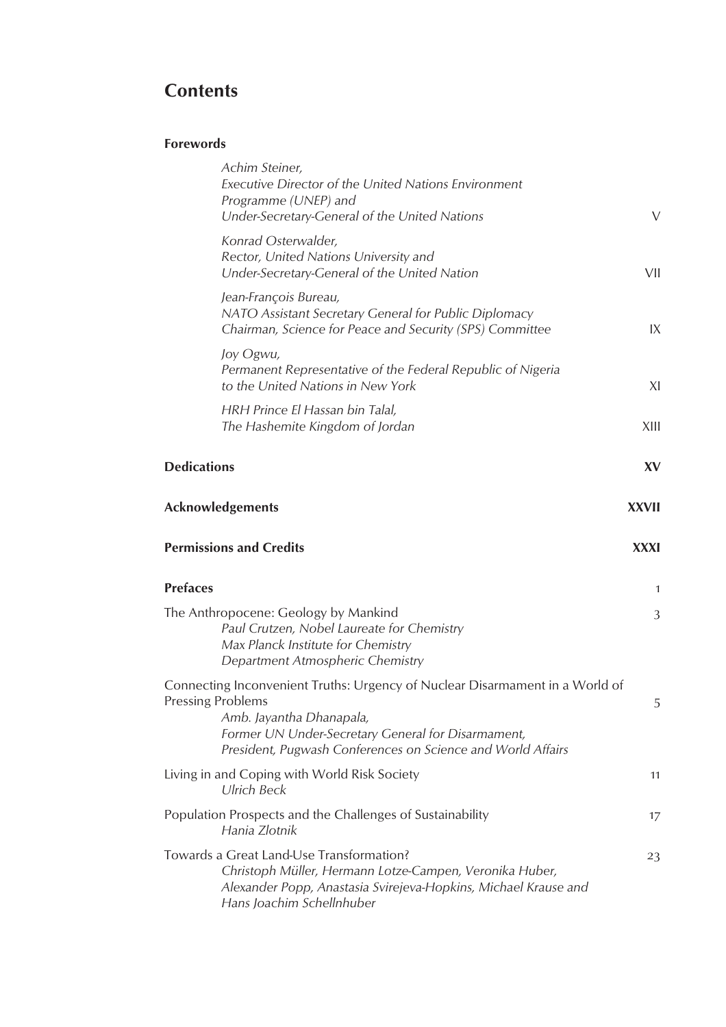# Contents

**Forewords**

*Achim Steiner,*
*Executive Director of the United Nations Environment Programme (UNEP) and*
*Under-Secretary-General of the United Nations* — V

*Konrad Osterwalder,*
*Rector, United Nations University and*
*Under-Secretary-General of the United Nation* — VII

*Jean-François Bureau,*
*NATO Assistant Secretary General for Public Diplomacy*
*Chairman, Science for Peace and Security (SPS) Committee* — IX

*Joy Ogwu,*
*Permanent Representative of the Federal Republic of Nigeria to the United Nations in New York* — XI

*HRH Prince El Hassan bin Talal,*
*The Hashemite Kingdom of Jordan* — XIII

**Dedications** — **XV**

**Acknowledgements** — **XXVII**

**Permissions and Credits** — **XXXI**

**Prefaces** — 1

The Anthropocene: Geology by Mankind — 3
*Paul Crutzen, Nobel Laureate for Chemistry*
*Max Planck Institute for Chemistry*
*Department Atmospheric Chemistry*

Connecting Inconvenient Truths: Urgency of Nuclear Disarmament in a World of Pressing Problems — 5
*Amb. Jayantha Dhanapala,*
*Former UN Under-Secretary General for Disarmament,*
*President, Pugwash Conferences on Science and World Affairs*

Living in and Coping with World Risk Society — 11
*Ulrich Beck*

Population Prospects and the Challenges of Sustainability — 17
*Hania Zlotnik*

Towards a Great Land-Use Transformation? — 23
*Christoph Müller, Hermann Lotze-Campen, Veronika Huber, Alexander Popp, Anastasia Svirejeva-Hopkins, Michael Krause and Hans Joachim Schellnhuber*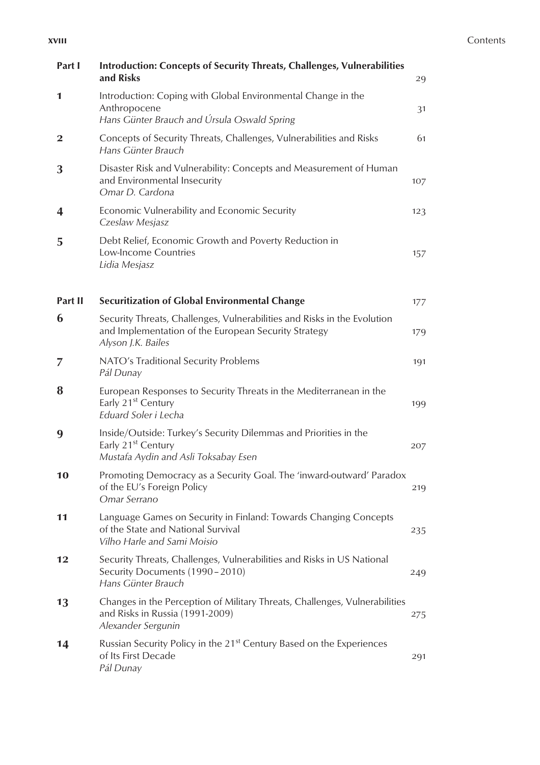| | | |
|---|---|---|
| **Part I** | **Introduction: Concepts of Security Threats, Challenges, Vulnerabilities and Risks** | 29 |
| **1** | Introduction: Coping with Global Environmental Change in the Anthropocene<br>*Hans Günter Brauch and Úrsula Oswald Spring* | 31 |
| **2** | Concepts of Security Threats, Challenges, Vulnerabilities and Risks<br>*Hans Günter Brauch* | 61 |
| **3** | Disaster Risk and Vulnerability: Concepts and Measurement of Human and Environmental Insecurity<br>*Omar D. Cardona* | 107 |
| **4** | Economic Vulnerability and Economic Security<br>*Czeslaw Mesjasz* | 123 |
| **5** | Debt Relief, Economic Growth and Poverty Reduction in Low-Income Countries<br>*Lidia Mesjasz* | 157 |
| **Part II** | **Securitization of Global Environmental Change** | 177 |
| **6** | Security Threats, Challenges, Vulnerabilities and Risks in the Evolution and Implementation of the European Security Strategy<br>*Alyson J.K. Bailes* | 179 |
| **7** | NATO's Traditional Security Problems<br>*Pál Dunay* | 191 |
| **8** | European Responses to Security Threats in the Mediterranean in the Early 21st Century<br>*Eduard Soler i Lecha* | 199 |
| **9** | Inside/Outside: Turkey's Security Dilemmas and Priorities in the Early 21st Century<br>*Mustafa Aydin and Asli Toksabay Esen* | 207 |
| **10** | Promoting Democracy as a Security Goal. The 'inward-outward' Paradox of the EU's Foreign Policy<br>*Omar Serrano* | 219 |
| **11** | Language Games on Security in Finland: Towards Changing Concepts of the State and National Survival<br>*Vilho Harle and Sami Moisio* | 235 |
| **12** | Security Threats, Challenges, Vulnerabilities and Risks in US National Security Documents (1990 – 2010)<br>*Hans Günter Brauch* | 249 |
| **13** | Changes in the Perception of Military Threats, Challenges, Vulnerabilities and Risks in Russia (1991-2009)<br>*Alexander Sergunin* | 275 |
| **14** | Russian Security Policy in the 21st Century Based on the Experiences of Its First Decade<br>*Pál Dunay* | 291 |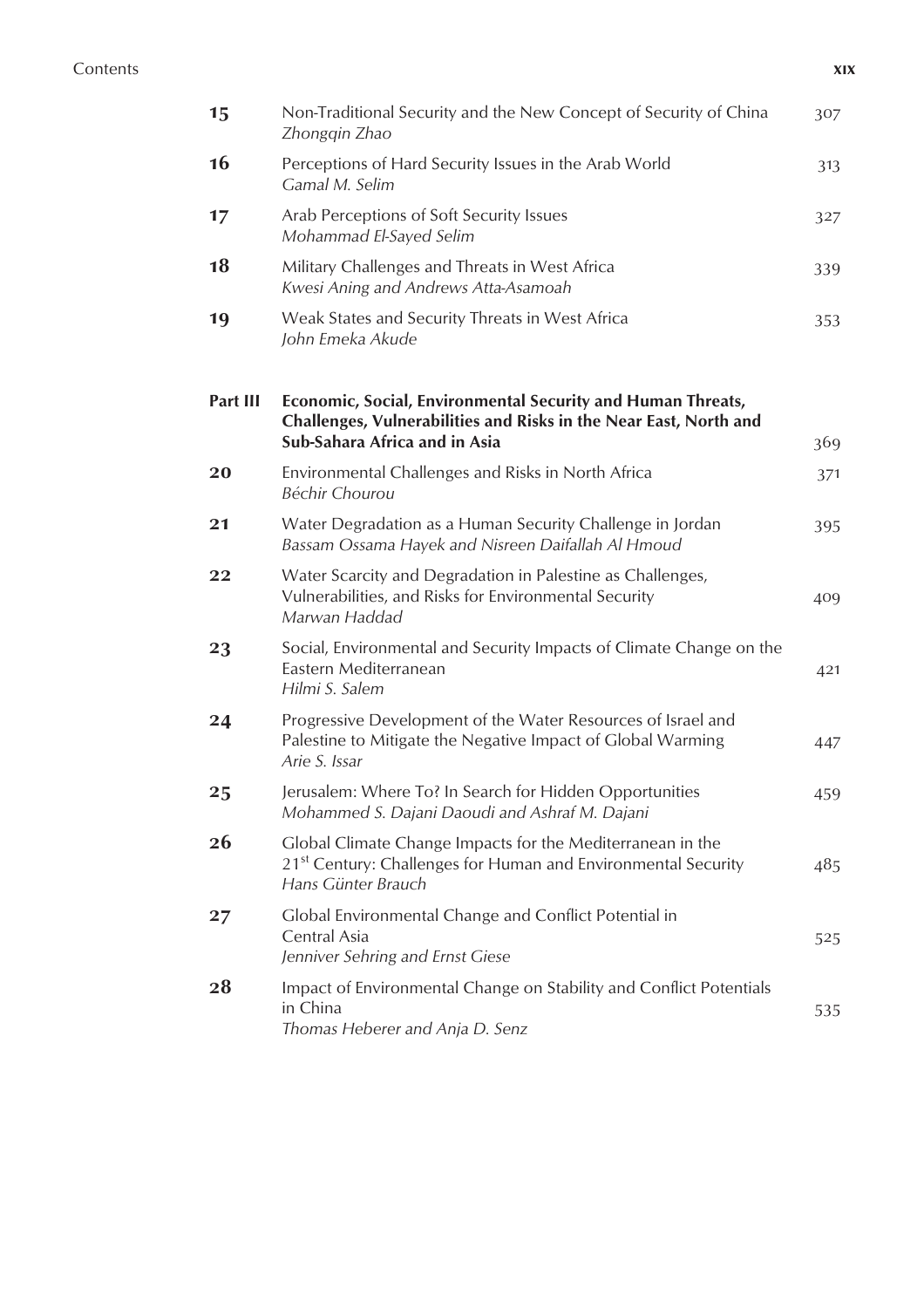| | | |
|---|---|---|
| **15** | Non-Traditional Security and the New Concept of Security of China<br>*Zhongqin Zhao* | 307 |
| **16** | Perceptions of Hard Security Issues in the Arab World<br>*Gamal M. Selim* | 313 |
| **17** | Arab Perceptions of Soft Security Issues<br>*Mohammad El-Sayed Selim* | 327 |
| **18** | Military Challenges and Threats in West Africa<br>*Kwesi Aning and Andrews Atta-Asamoah* | 339 |
| **19** | Weak States and Security Threats in West Africa<br>*John Emeka Akude* | 353 |
| **Part III** | **Economic, Social, Environmental Security and Human Threats, Challenges, Vulnerabilities and Risks in the Near East, North and Sub-Sahara Africa and in Asia** | 369 |
| **20** | Environmental Challenges and Risks in North Africa<br>*Béchir Chourou* | 371 |
| **21** | Water Degradation as a Human Security Challenge in Jordan<br>*Bassam Ossama Hayek and Nisreen Daifallah Al Hmoud* | 395 |
| **22** | Water Scarcity and Degradation in Palestine as Challenges, Vulnerabilities, and Risks for Environmental Security<br>*Marwan Haddad* | 409 |
| **23** | Social, Environmental and Security Impacts of Climate Change on the Eastern Mediterranean<br>*Hilmi S. Salem* | 421 |
| **24** | Progressive Development of the Water Resources of Israel and Palestine to Mitigate the Negative Impact of Global Warming<br>*Arie S. Issar* | 447 |
| **25** | Jerusalem: Where To? In Search for Hidden Opportunities<br>*Mohammed S. Dajani Daoudi and Ashraf M. Dajani* | 459 |
| **26** | Global Climate Change Impacts for the Mediterranean in the 21st Century: Challenges for Human and Environmental Security<br>*Hans Günter Brauch* | 485 |
| **27** | Global Environmental Change and Conflict Potential in Central Asia<br>*Jenniver Sehring and Ernst Giese* | 525 |
| **28** | Impact of Environmental Change on Stability and Conflict Potentials in China<br>*Thomas Heberer and Anja D. Senz* | 535 |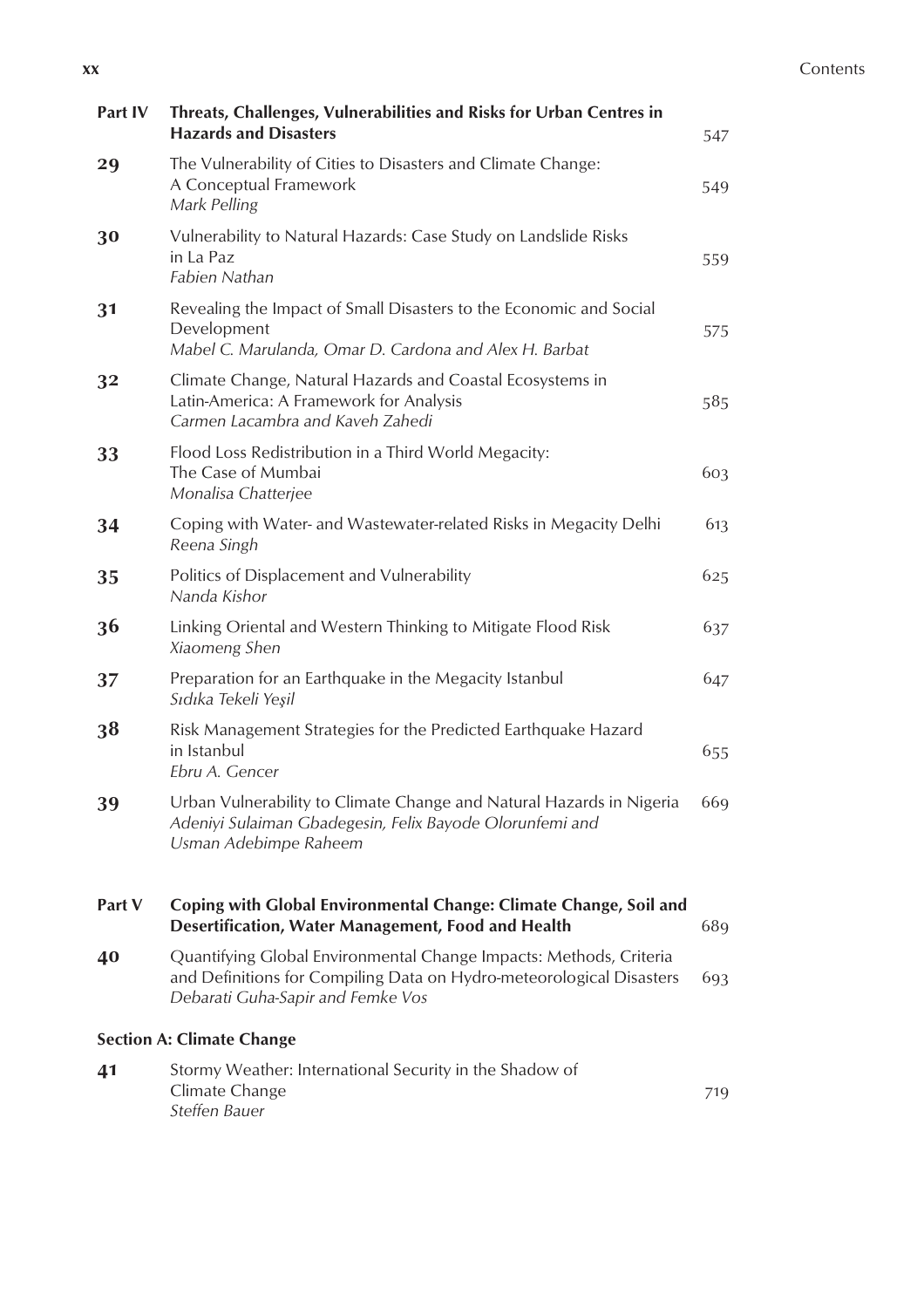| | | |
|---|---|---|
| **Part IV** | **Threats, Challenges, Vulnerabilities and Risks for Urban Centres in Hazards and Disasters** | 547 |
| **29** | The Vulnerability of Cities to Disasters and Climate Change: A Conceptual Framework<br>*Mark Pelling* | 549 |
| **30** | Vulnerability to Natural Hazards: Case Study on Landslide Risks in La Paz<br>*Fabien Nathan* | 559 |
| **31** | Revealing the Impact of Small Disasters to the Economic and Social Development<br>*Mabel C. Marulanda, Omar D. Cardona and Alex H. Barbat* | 575 |
| **32** | Climate Change, Natural Hazards and Coastal Ecosystems in Latin-America: A Framework for Analysis<br>*Carmen Lacambra and Kaveh Zahedi* | 585 |
| **33** | Flood Loss Redistribution in a Third World Megacity: The Case of Mumbai<br>*Monalisa Chatterjee* | 603 |
| **34** | Coping with Water- and Wastewater-related Risks in Megacity Delhi<br>*Reena Singh* | 613 |
| **35** | Politics of Displacement and Vulnerability<br>*Nanda Kishor* | 625 |
| **36** | Linking Oriental and Western Thinking to Mitigate Flood Risk<br>*Xiaomeng Shen* | 637 |
| **37** | Preparation for an Earthquake in the Megacity Istanbul<br>*Sıdıka Tekeli Yeşil* | 647 |
| **38** | Risk Management Strategies for the Predicted Earthquake Hazard in Istanbul<br>*Ebru A. Gencer* | 655 |
| **39** | Urban Vulnerability to Climate Change and Natural Hazards in Nigeria<br>*Adeniyi Sulaiman Gbadegesin, Felix Bayode Olorunfemi and Usman Adebimpe Raheem* | 669 |
| **Part V** | **Coping with Global Environmental Change: Climate Change, Soil and Desertification, Water Management, Food and Health** | 689 |
| **40** | Quantifying Global Environmental Change Impacts: Methods, Criteria and Definitions for Compiling Data on Hydro-meteorological Disasters<br>*Debarati Guha-Sapir and Femke Vos* | 693 |
| | **Section A: Climate Change** | |
| **41** | Stormy Weather: International Security in the Shadow of Climate Change<br>*Steffen Bauer* | 719 |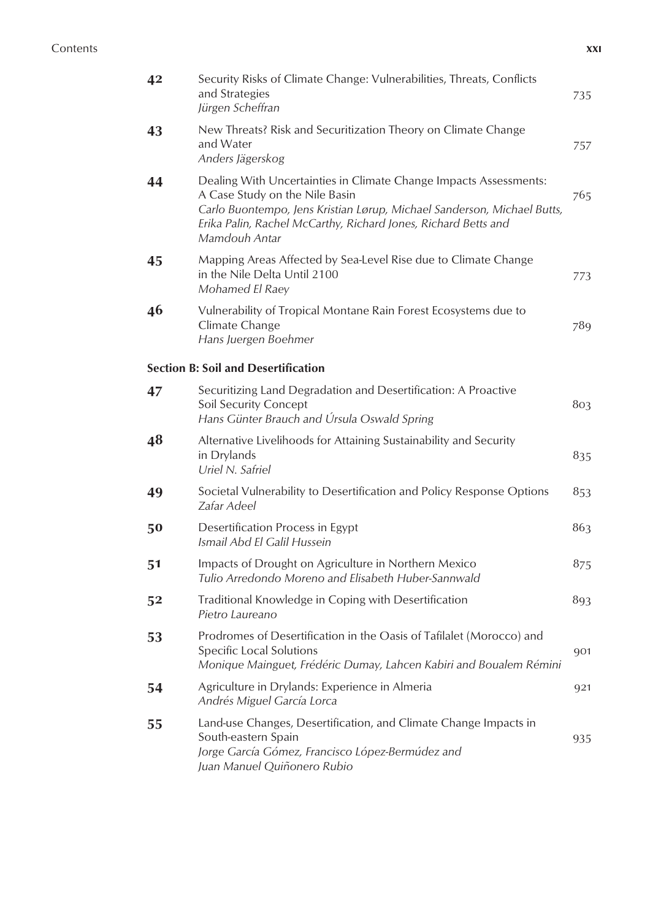| | | |
|---|---|---|
| **42** | Security Risks of Climate Change: Vulnerabilities, Threats, Conflicts and Strategies<br>*Jürgen Scheffran* | 735 |
| **43** | New Threats? Risk and Securitization Theory on Climate Change and Water<br>*Anders Jägerskog* | 757 |
| **44** | Dealing With Uncertainties in Climate Change Impacts Assessments: A Case Study on the Nile Basin<br>*Carlo Buontempo, Jens Kristian Lørup, Michael Sanderson, Michael Butts, Erika Palin, Rachel McCarthy, Richard Jones, Richard Betts and Mamdouh Antar* | 765 |
| **45** | Mapping Areas Affected by Sea-Level Rise due to Climate Change in the Nile Delta Until 2100<br>*Mohamed El Raey* | 773 |
| **46** | Vulnerability of Tropical Montane Rain Forest Ecosystems due to Climate Change<br>*Hans Juergen Boehmer* | 789 |

**Section B: Soil and Desertification**

| | | |
|---|---|---|
| **47** | Securitizing Land Degradation and Desertification: A Proactive Soil Security Concept<br>*Hans Günter Brauch and Úrsula Oswald Spring* | 803 |
| **48** | Alternative Livelihoods for Attaining Sustainability and Security in Drylands<br>*Uriel N. Safriel* | 835 |
| **49** | Societal Vulnerability to Desertification and Policy Response Options<br>*Zafar Adeel* | 853 |
| **50** | Desertification Process in Egypt<br>*Ismail Abd El Galil Hussein* | 863 |
| **51** | Impacts of Drought on Agriculture in Northern Mexico<br>*Tulio Arredondo Moreno and Elisabeth Huber-Sannwald* | 875 |
| **52** | Traditional Knowledge in Coping with Desertification<br>*Pietro Laureano* | 893 |
| **53** | Prodromes of Desertification in the Oasis of Tafilalet (Morocco) and Specific Local Solutions<br>*Monique Mainguet, Frédéric Dumay, Lahcen Kabiri and Boualem Rémini* | 901 |
| **54** | Agriculture in Drylands: Experience in Almeria<br>*Andrés Miguel García Lorca* | 921 |
| **55** | Land-use Changes, Desertification, and Climate Change Impacts in South-eastern Spain<br>*Jorge García Gómez, Francisco López-Bermúdez and Juan Manuel Quiñonero Rubio* | 935 |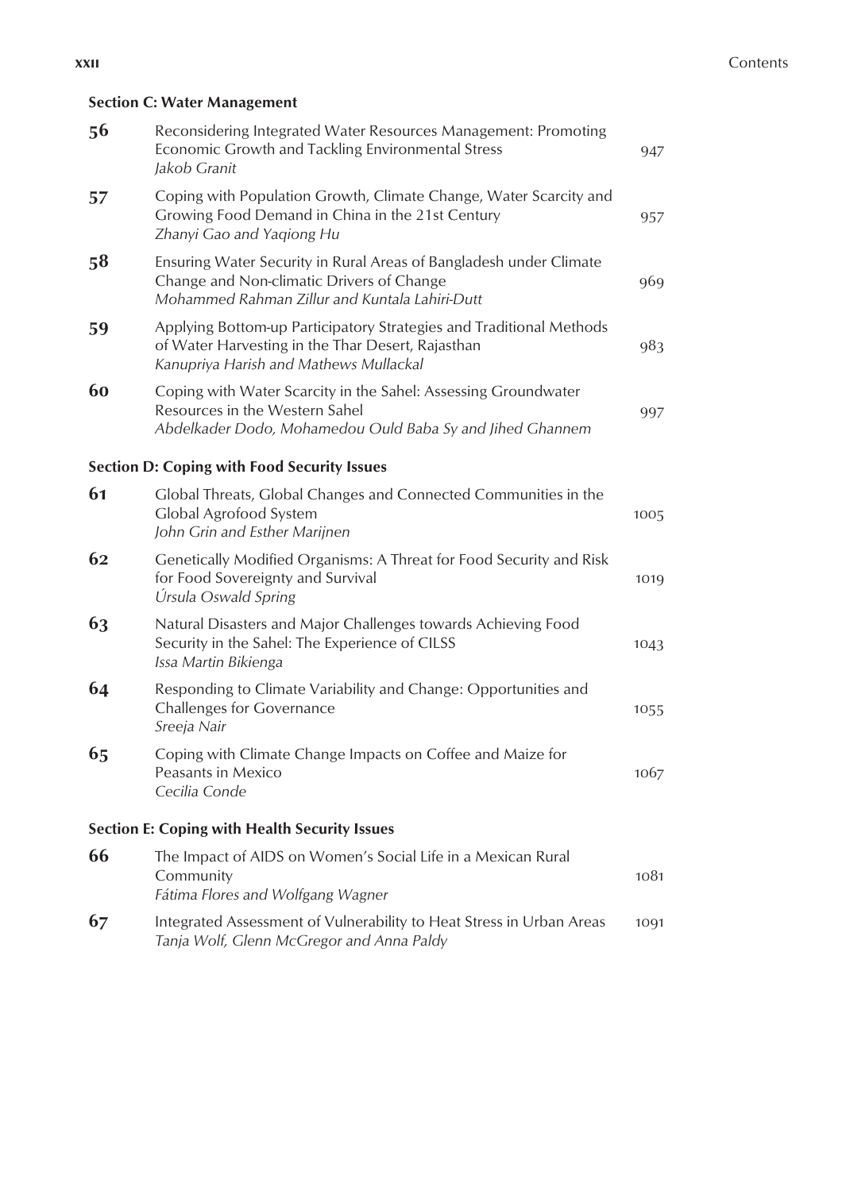### Section C: Water Management

| | | |
|---|---|---|
| **56** | Reconsidering Integrated Water Resources Management: Promoting Economic Growth and Tackling Environmental Stress<br>*Jakob Granit* | 947 |
| **57** | Coping with Population Growth, Climate Change, Water Scarcity and Growing Food Demand in China in the 21st Century<br>*Zhanyi Gao and Yaqiong Hu* | 957 |
| **58** | Ensuring Water Security in Rural Areas of Bangladesh under Climate Change and Non-climatic Drivers of Change<br>*Mohammed Rahman Zillur and Kuntala Lahiri-Dutt* | 969 |
| **59** | Applying Bottom-up Participatory Strategies and Traditional Methods of Water Harvesting in the Thar Desert, Rajasthan<br>*Kanupriya Harish and Mathews Mullackal* | 983 |
| **60** | Coping with Water Scarcity in the Sahel: Assessing Groundwater Resources in the Western Sahel<br>*Abdelkader Dodo, Mohamedou Ould Baba Sy and Jihed Ghannem* | 997 |

### Section D: Coping with Food Security Issues

| | | |
|---|---|---|
| **61** | Global Threats, Global Changes and Connected Communities in the Global Agrofood System<br>*John Grin and Esther Marijnen* | 1005 |
| **62** | Genetically Modified Organisms: A Threat for Food Security and Risk for Food Sovereignty and Survival<br>*Úrsula Oswald Spring* | 1019 |
| **63** | Natural Disasters and Major Challenges towards Achieving Food Security in the Sahel: The Experience of CILSS<br>*Issa Martin Bikienga* | 1043 |
| **64** | Responding to Climate Variability and Change: Opportunities and Challenges for Governance<br>*Sreeja Nair* | 1055 |
| **65** | Coping with Climate Change Impacts on Coffee and Maize for Peasants in Mexico<br>*Cecilia Conde* | 1067 |

### Section E: Coping with Health Security Issues

| | | |
|---|---|---|
| **66** | The Impact of AIDS on Women's Social Life in a Mexican Rural Community<br>*Fátima Flores and Wolfgang Wagner* | 1081 |
| **67** | Integrated Assessment of Vulnerability to Heat Stress in Urban Areas<br>*Tanja Wolf, Glenn McGregor and Anna Paldy* | 1091 |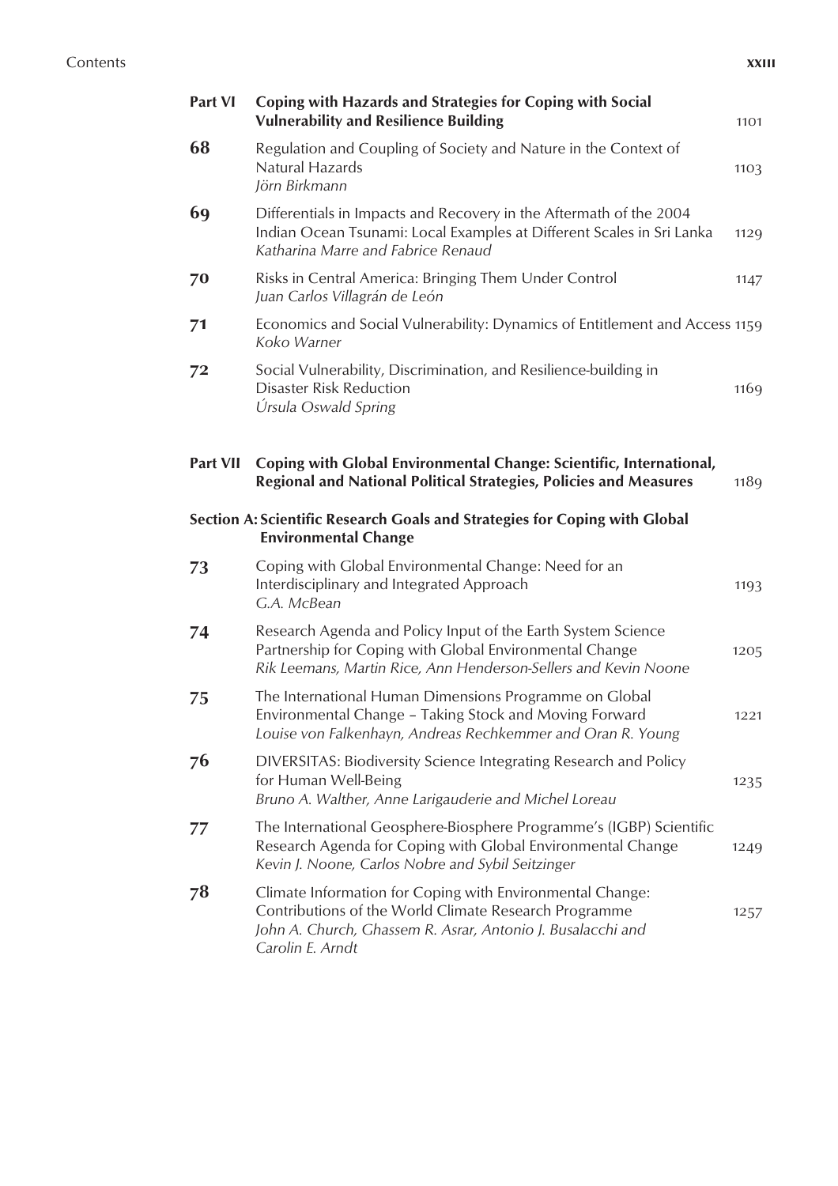**Part VI** **Coping with Hazards and Strategies for Coping with Social Vulnerability and Resilience Building** 1101

**68** Regulation and Coupling of Society and Nature in the Context of Natural Hazards 1103
*Jörn Birkmann*

**69** Differentials in Impacts and Recovery in the Aftermath of the 2004 Indian Ocean Tsunami: Local Examples at Different Scales in Sri Lanka 1129
*Katharina Marre and Fabrice Renaud*

**70** Risks in Central America: Bringing Them Under Control 1147
*Juan Carlos Villagrán de León*

**71** Economics and Social Vulnerability: Dynamics of Entitlement and Access 1159
*Koko Warner*

**72** Social Vulnerability, Discrimination, and Resilience-building in Disaster Risk Reduction 1169
*Úrsula Oswald Spring*

**Part VII** **Coping with Global Environmental Change: Scientific, International, Regional and National Political Strategies, Policies and Measures** 1189

**Section A: Scientific Research Goals and Strategies for Coping with Global Environmental Change**

**73** Coping with Global Environmental Change: Need for an Interdisciplinary and Integrated Approach 1193
*G.A. McBean*

**74** Research Agenda and Policy Input of the Earth System Science Partnership for Coping with Global Environmental Change 1205
*Rik Leemans, Martin Rice, Ann Henderson-Sellers and Kevin Noone*

**75** The International Human Dimensions Programme on Global Environmental Change – Taking Stock and Moving Forward 1221
*Louise von Falkenhayn, Andreas Rechkemmer and Oran R. Young*

**76** DIVERSITAS: Biodiversity Science Integrating Research and Policy for Human Well-Being 1235
*Bruno A. Walther, Anne Larigauderie and Michel Loreau*

**77** The International Geosphere-Biosphere Programme's (IGBP) Scientific Research Agenda for Coping with Global Environmental Change 1249
*Kevin J. Noone, Carlos Nobre and Sybil Seitzinger*

**78** Climate Information for Coping with Environmental Change: Contributions of the World Climate Research Programme 1257
*John A. Church, Ghassem R. Asrar, Antonio J. Busalacchi and Carolin E. Arndt*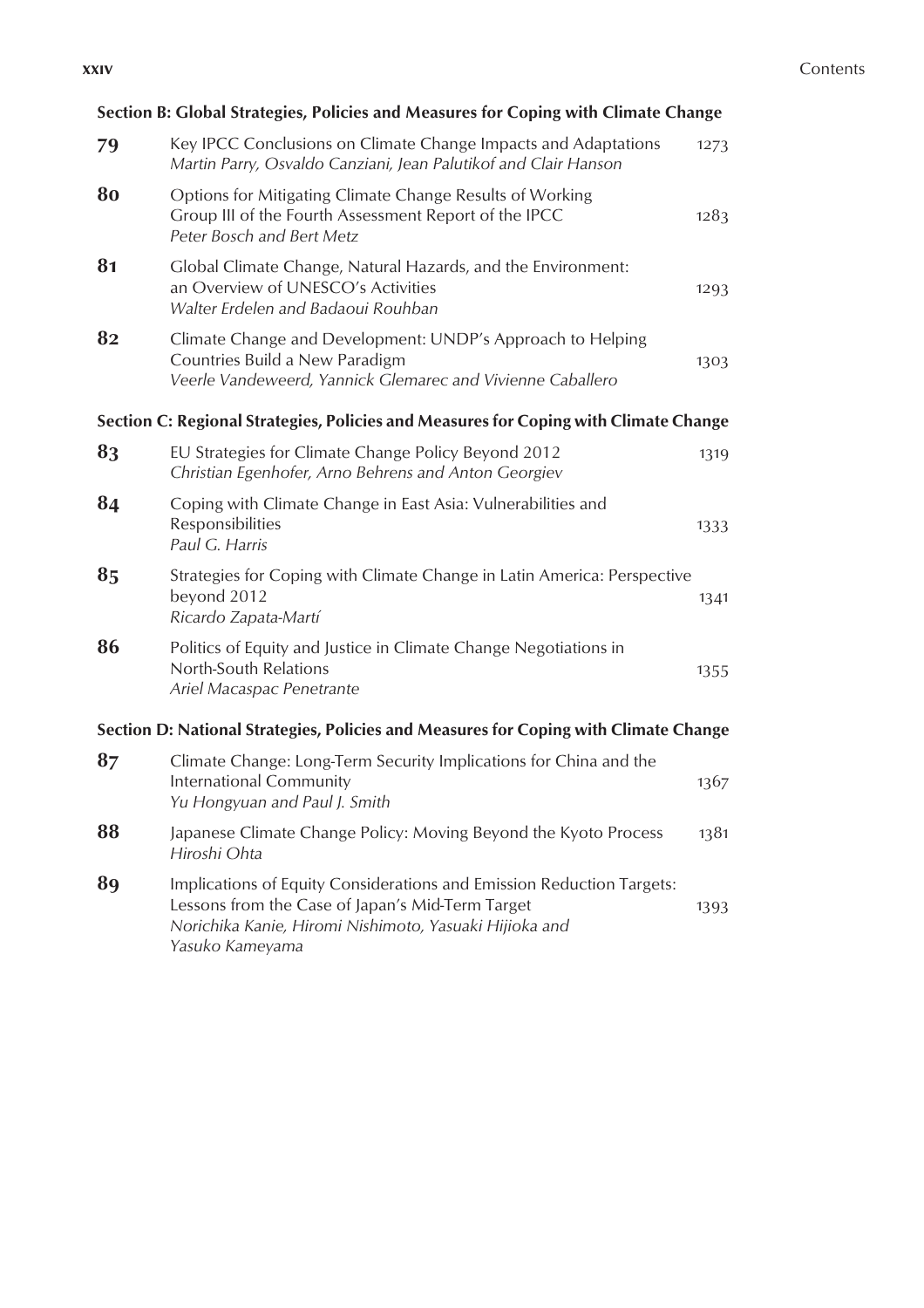## Section B: Global Strategies, Policies and Measures for Coping with Climate Change

| | | |
|---|---|---|
| **79** | Key IPCC Conclusions on Climate Change Impacts and Adaptations<br>*Martin Parry, Osvaldo Canziani, Jean Palutikof and Clair Hanson* | 1273 |
| **80** | Options for Mitigating Climate Change Results of Working Group III of the Fourth Assessment Report of the IPCC<br>*Peter Bosch and Bert Metz* | 1283 |
| **81** | Global Climate Change, Natural Hazards, and the Environment: an Overview of UNESCO's Activities<br>*Walter Erdelen and Badaoui Rouhban* | 1293 |
| **82** | Climate Change and Development: UNDP's Approach to Helping Countries Build a New Paradigm<br>*Veerle Vandeweerd, Yannick Glemarec and Vivienne Caballero* | 1303 |

## Section C: Regional Strategies, Policies and Measures for Coping with Climate Change

| | | |
|---|---|---|
| **83** | EU Strategies for Climate Change Policy Beyond 2012<br>*Christian Egenhofer, Arno Behrens and Anton Georgiev* | 1319 |
| **84** | Coping with Climate Change in East Asia: Vulnerabilities and Responsibilities<br>*Paul G. Harris* | 1333 |
| **85** | Strategies for Coping with Climate Change in Latin America: Perspective beyond 2012<br>*Ricardo Zapata-Martí* | 1341 |
| **86** | Politics of Equity and Justice in Climate Change Negotiations in North-South Relations<br>*Ariel Macaspac Penetrante* | 1355 |

## Section D: National Strategies, Policies and Measures for Coping with Climate Change

| | | |
|---|---|---|
| **87** | Climate Change: Long-Term Security Implications for China and the International Community<br>*Yu Hongyuan and Paul J. Smith* | 1367 |
| **88** | Japanese Climate Change Policy: Moving Beyond the Kyoto Process<br>*Hiroshi Ohta* | 1381 |
| **89** | Implications of Equity Considerations and Emission Reduction Targets: Lessons from the Case of Japan's Mid-Term Target<br>*Norichika Kanie, Hiromi Nishimoto, Yasuaki Hijioka and Yasuko Kameyama* | 1393 |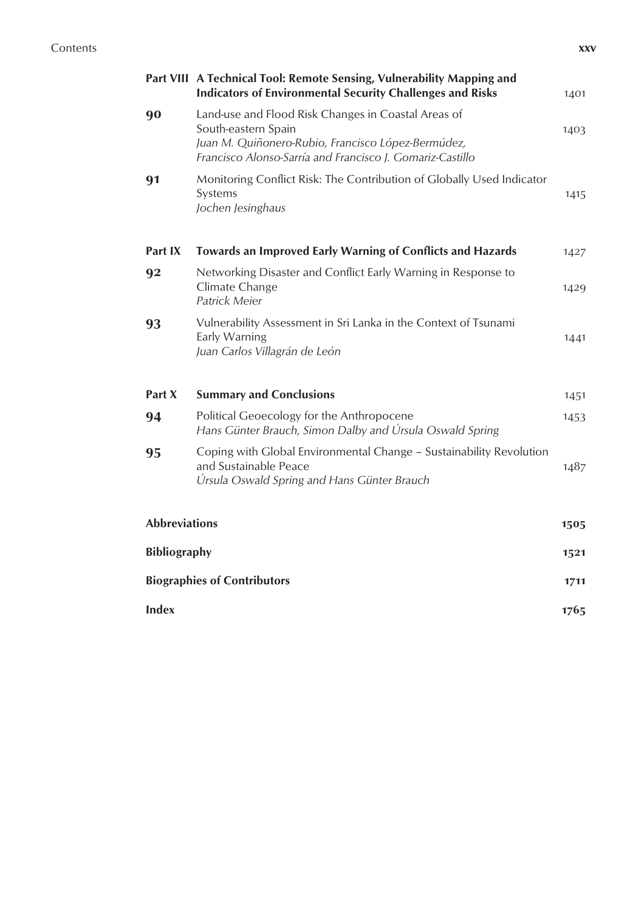| | | |
|---|---|---|
| **Part VIII** | **A Technical Tool: Remote Sensing, Vulnerability Mapping and Indicators of Environmental Security Challenges and Risks** | 1401 |
| **90** | Land-use and Flood Risk Changes in Coastal Areas of South-eastern Spain<br>*Juan M. Quiñonero-Rubio, Francisco López-Bermúdez, Francisco Alonso-Sarría and Francisco J. Gomariz-Castillo* | 1403 |
| **91** | Monitoring Conflict Risk: The Contribution of Globally Used Indicator Systems<br>*Jochen Jesinghaus* | 1415 |
| **Part IX** | **Towards an Improved Early Warning of Conflicts and Hazards** | 1427 |
| **92** | Networking Disaster and Conflict Early Warning in Response to Climate Change<br>*Patrick Meier* | 1429 |
| **93** | Vulnerability Assessment in Sri Lanka in the Context of Tsunami Early Warning<br>*Juan Carlos Villagrán de León* | 1441 |
| **Part X** | **Summary and Conclusions** | 1451 |
| **94** | Political Geoecology for the Anthropocene<br>*Hans Günter Brauch, Simon Dalby and Úrsula Oswald Spring* | 1453 |
| **95** | Coping with Global Environmental Change – Sustainability Revolution and Sustainable Peace<br>*Úrsula Oswald Spring and Hans Günter Brauch* | 1487 |
| **Abbreviations** | | **1505** |
| **Bibliography** | | **1521** |
| **Biographies of Contributors** | | **1711** |
| **Index** | | **1765** |